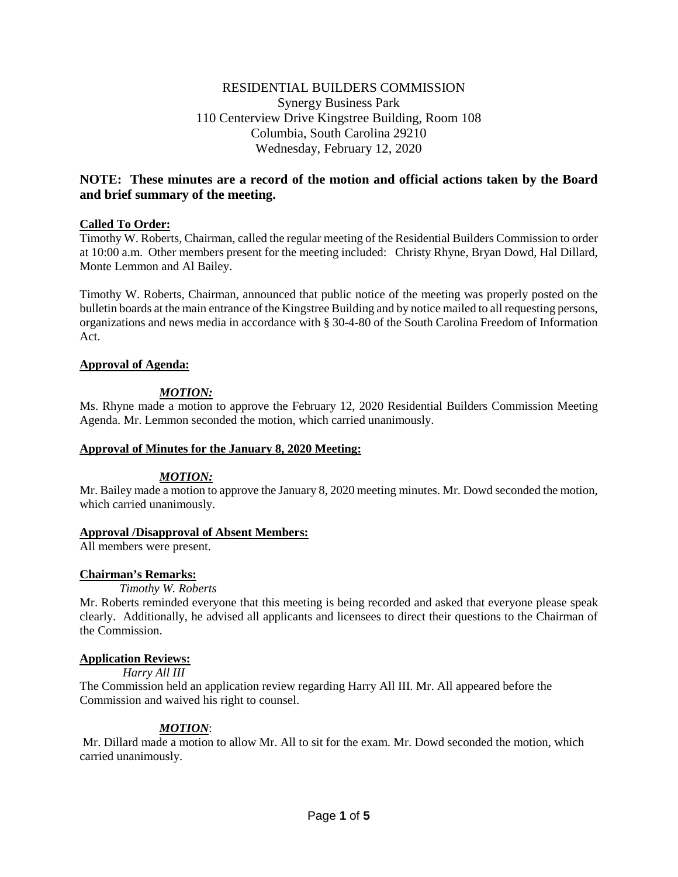# RESIDENTIAL BUILDERS COMMISSION

Synergy Business Park
110 Centerview Drive Kingstree Building, Room 108
Columbia, South Carolina 29210
Wednesday, February 12, 2020

**NOTE: These minutes are a record of the motion and official actions taken by the Board and brief summary of the meeting.**

## Called To Order:

Timothy W. Roberts, Chairman, called the regular meeting of the Residential Builders Commission to order at 10:00 a.m. Other members present for the meeting included: Christy Rhyne, Bryan Dowd, Hal Dillard, Monte Lemmon and Al Bailey.

Timothy W. Roberts, Chairman, announced that public notice of the meeting was properly posted on the bulletin boards at the main entrance of the Kingstree Building and by notice mailed to all requesting persons, organizations and news media in accordance with § 30-4-80 of the South Carolina Freedom of Information Act.

## Approval of Agenda:

***MOTION:***

Ms. Rhyne made a motion to approve the February 12, 2020 Residential Builders Commission Meeting Agenda. Mr. Lemmon seconded the motion, which carried unanimously.

## Approval of Minutes for the January 8, 2020 Meeting:

***MOTION:***

Mr. Bailey made a motion to approve the January 8, 2020 meeting minutes. Mr. Dowd seconded the motion, which carried unanimously.

## Approval /Disapproval of Absent Members:

All members were present.

## Chairman's Remarks:

*Timothy W. Roberts*

Mr. Roberts reminded everyone that this meeting is being recorded and asked that everyone please speak clearly. Additionally, he advised all applicants and licensees to direct their questions to the Chairman of the Commission.

## Application Reviews:

*Harry All III*

The Commission held an application review regarding Harry All III. Mr. All appeared before the Commission and waived his right to counsel.

***MOTION***:

Mr. Dillard made a motion to allow Mr. All to sit for the exam. Mr. Dowd seconded the motion, which carried unanimously.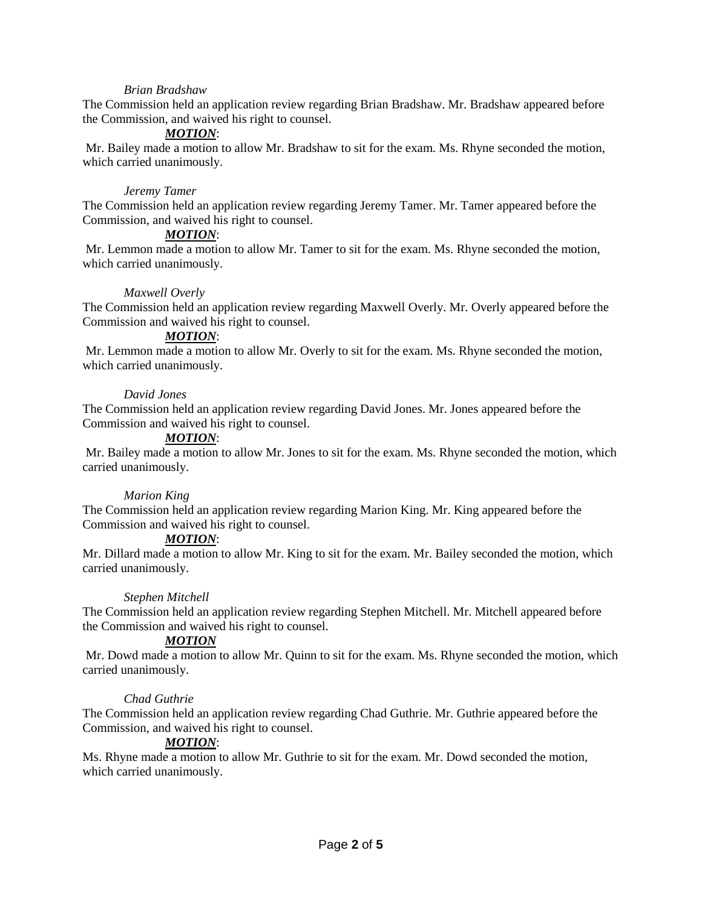*Brian Bradshaw*

The Commission held an application review regarding Brian Bradshaw. Mr. Bradshaw appeared before the Commission, and waived his right to counsel.

***MOTION***:

Mr. Bailey made a motion to allow Mr. Bradshaw to sit for the exam. Ms. Rhyne seconded the motion, which carried unanimously.

*Jeremy Tamer*

The Commission held an application review regarding Jeremy Tamer. Mr. Tamer appeared before the Commission, and waived his right to counsel.

***MOTION***:

Mr. Lemmon made a motion to allow Mr. Tamer to sit for the exam. Ms. Rhyne seconded the motion, which carried unanimously.

*Maxwell Overly*

The Commission held an application review regarding Maxwell Overly. Mr. Overly appeared before the Commission and waived his right to counsel.

***MOTION***:

Mr. Lemmon made a motion to allow Mr. Overly to sit for the exam. Ms. Rhyne seconded the motion, which carried unanimously.

*David Jones*

The Commission held an application review regarding David Jones. Mr. Jones appeared before the Commission and waived his right to counsel.

***MOTION***:

Mr. Bailey made a motion to allow Mr. Jones to sit for the exam. Ms. Rhyne seconded the motion, which carried unanimously.

*Marion King*

The Commission held an application review regarding Marion King. Mr. King appeared before the Commission and waived his right to counsel.

***MOTION***:

Mr. Dillard made a motion to allow Mr. King to sit for the exam. Mr. Bailey seconded the motion, which carried unanimously.

*Stephen Mitchell*

The Commission held an application review regarding Stephen Mitchell. Mr. Mitchell appeared before the Commission and waived his right to counsel.

***MOTION***

Mr. Dowd made a motion to allow Mr. Quinn to sit for the exam. Ms. Rhyne seconded the motion, which carried unanimously.

*Chad Guthrie*

The Commission held an application review regarding Chad Guthrie. Mr. Guthrie appeared before the Commission, and waived his right to counsel.

***MOTION***:

Ms. Rhyne made a motion to allow Mr. Guthrie to sit for the exam. Mr. Dowd seconded the motion, which carried unanimously.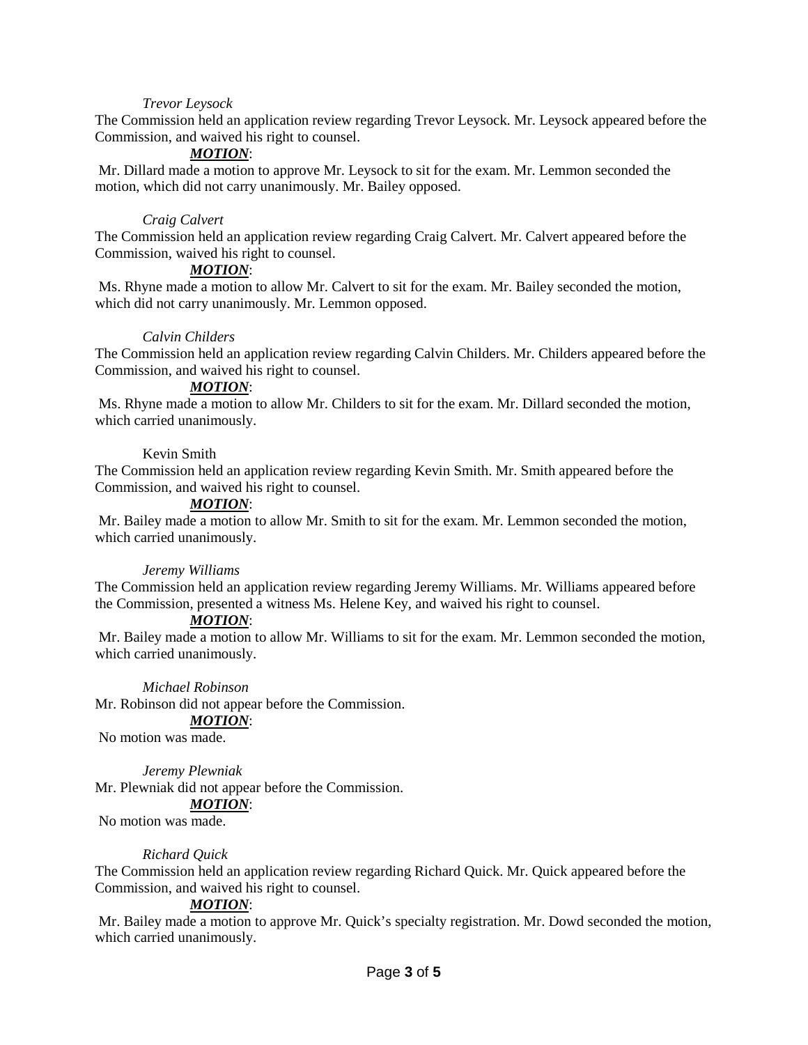*Trevor Leysock*

The Commission held an application review regarding Trevor Leysock. Mr. Leysock appeared before the Commission, and waived his right to counsel.

***MOTION***:

Mr. Dillard made a motion to approve Mr. Leysock to sit for the exam. Mr. Lemmon seconded the motion, which did not carry unanimously. Mr. Bailey opposed.

*Craig Calvert*

The Commission held an application review regarding Craig Calvert. Mr. Calvert appeared before the Commission, waived his right to counsel.

***MOTION***:

Ms. Rhyne made a motion to allow Mr. Calvert to sit for the exam. Mr. Bailey seconded the motion, which did not carry unanimously. Mr. Lemmon opposed.

*Calvin Childers*

The Commission held an application review regarding Calvin Childers. Mr. Childers appeared before the Commission, and waived his right to counsel.

***MOTION***:

Ms. Rhyne made a motion to allow Mr. Childers to sit for the exam. Mr. Dillard seconded the motion, which carried unanimously.

Kevin Smith

The Commission held an application review regarding Kevin Smith. Mr. Smith appeared before the Commission, and waived his right to counsel.

***MOTION***:

Mr. Bailey made a motion to allow Mr. Smith to sit for the exam. Mr. Lemmon seconded the motion, which carried unanimously.

*Jeremy Williams*

The Commission held an application review regarding Jeremy Williams. Mr. Williams appeared before the Commission, presented a witness Ms. Helene Key, and waived his right to counsel.

***MOTION***:

Mr. Bailey made a motion to allow Mr. Williams to sit for the exam. Mr. Lemmon seconded the motion, which carried unanimously.

*Michael Robinson*

Mr. Robinson did not appear before the Commission.

***MOTION***:

No motion was made.

*Jeremy Plewniak*

Mr. Plewniak did not appear before the Commission.

***MOTION***:

No motion was made.

*Richard Quick*

The Commission held an application review regarding Richard Quick. Mr. Quick appeared before the Commission, and waived his right to counsel.

***MOTION***:

Mr. Bailey made a motion to approve Mr. Quick's specialty registration. Mr. Dowd seconded the motion, which carried unanimously.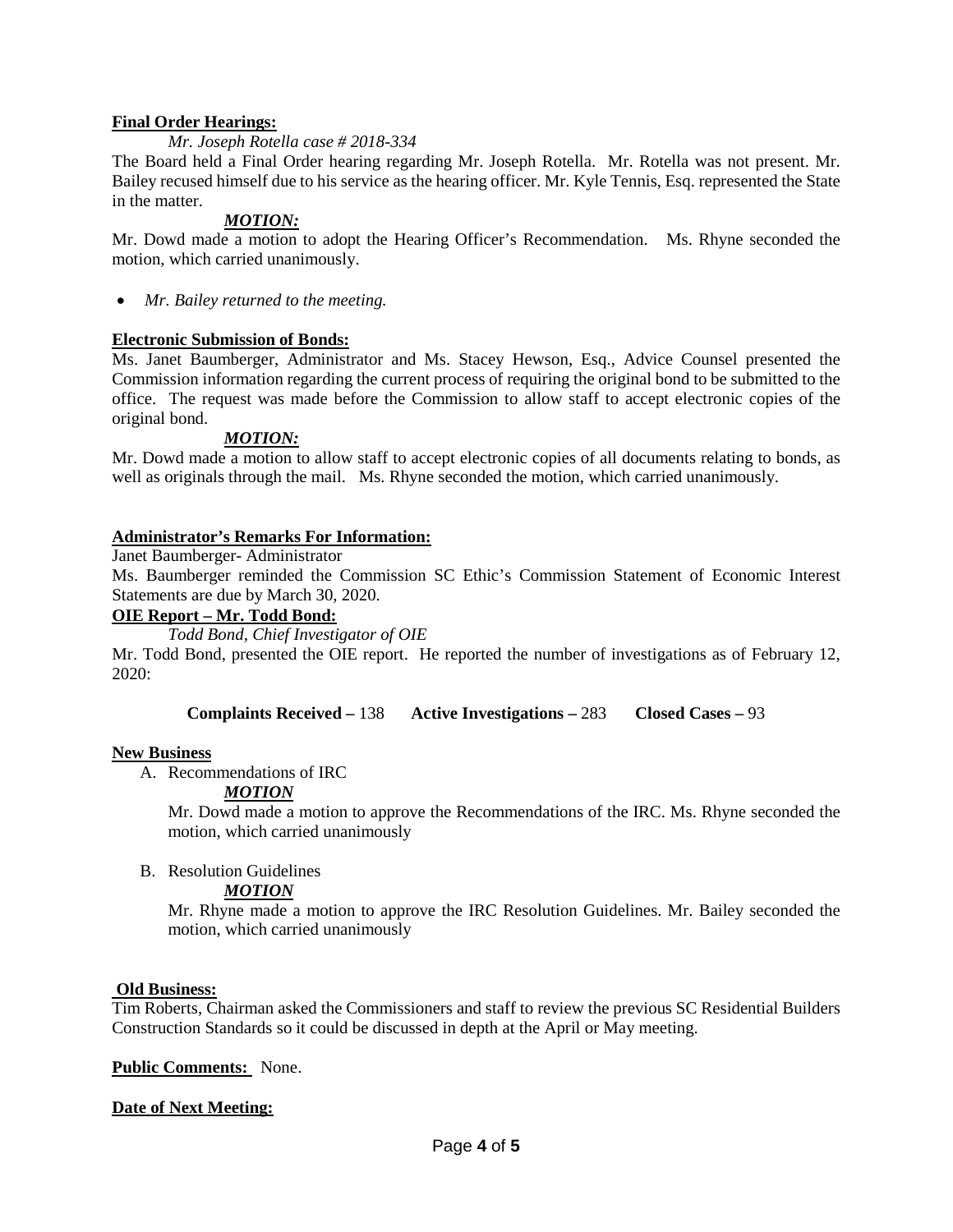**Final Order Hearings:**

*Mr. Joseph Rotella case # 2018-334*

The Board held a Final Order hearing regarding Mr. Joseph Rotella. Mr. Rotella was not present. Mr. Bailey recused himself due to his service as the hearing officer. Mr. Kyle Tennis, Esq. represented the State in the matter.

***MOTION:***

Mr. Dowd made a motion to adopt the Hearing Officer's Recommendation. Ms. Rhyne seconded the motion, which carried unanimously.

- *Mr. Bailey returned to the meeting.*

**Electronic Submission of Bonds:**

Ms. Janet Baumberger, Administrator and Ms. Stacey Hewson, Esq., Advice Counsel presented the Commission information regarding the current process of requiring the original bond to be submitted to the office. The request was made before the Commission to allow staff to accept electronic copies of the original bond.

***MOTION:***

Mr. Dowd made a motion to allow staff to accept electronic copies of all documents relating to bonds, as well as originals through the mail. Ms. Rhyne seconded the motion, which carried unanimously.

**Administrator's Remarks For Information:**

Janet Baumberger- Administrator

Ms. Baumberger reminded the Commission SC Ethic's Commission Statement of Economic Interest Statements are due by March 30, 2020.

**OIE Report – Mr. Todd Bond:**

*Todd Bond, Chief Investigator of OIE*

Mr. Todd Bond, presented the OIE report. He reported the number of investigations as of February 12, 2020:

**Complaints Received –** 138 **Active Investigations –** 283 **Closed Cases –** 93

**New Business**

A. Recommendations of IRC

***MOTION***

Mr. Dowd made a motion to approve the Recommendations of the IRC. Ms. Rhyne seconded the motion, which carried unanimously

B. Resolution Guidelines

***MOTION***

Mr. Rhyne made a motion to approve the IRC Resolution Guidelines. Mr. Bailey seconded the motion, which carried unanimously

**Old Business:**

Tim Roberts, Chairman asked the Commissioners and staff to review the previous SC Residential Builders Construction Standards so it could be discussed in depth at the April or May meeting.

**Public Comments:** None.

**Date of Next Meeting:**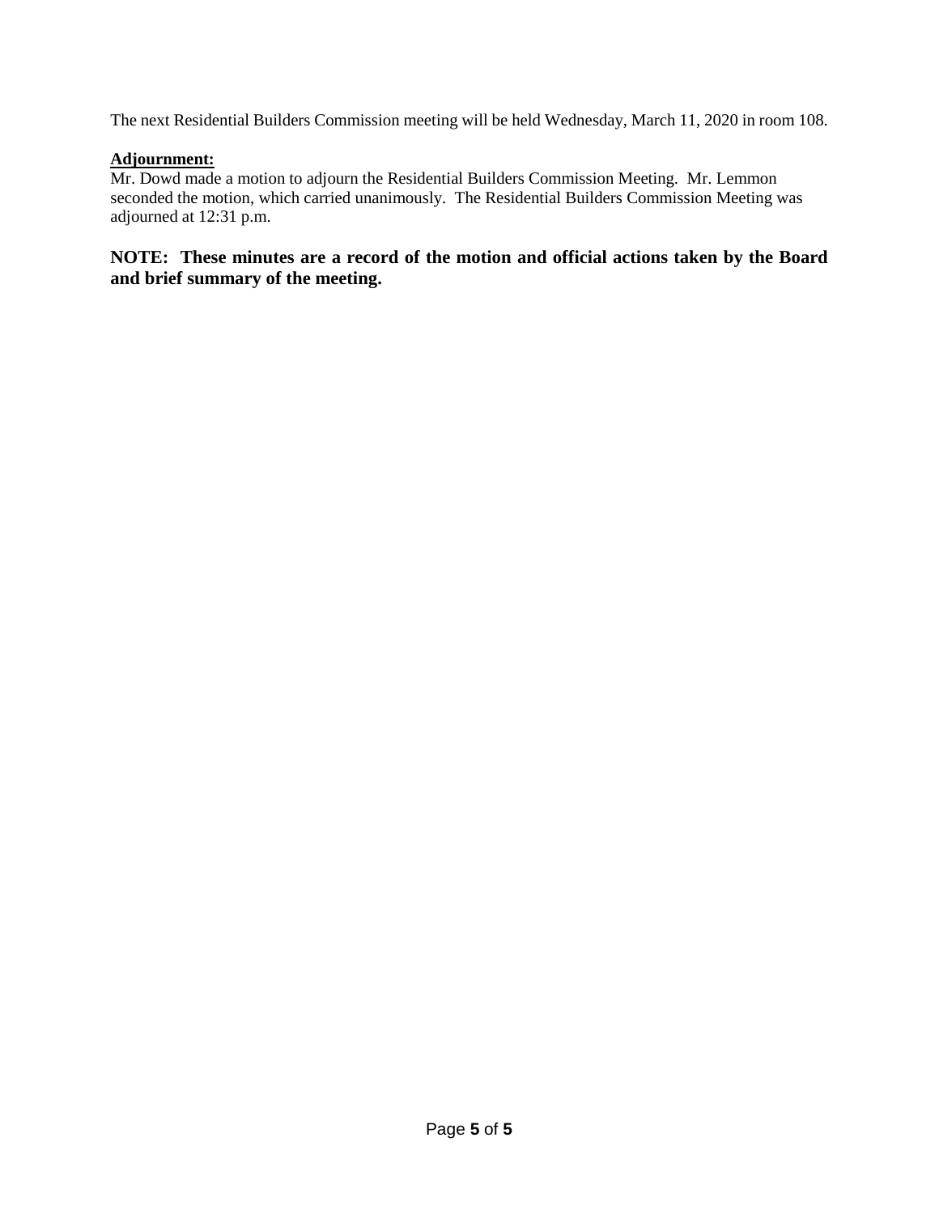The next Residential Builders Commission meeting will be held Wednesday, March 11, 2020 in room 108.

**Adjournment:**

Mr. Dowd made a motion to adjourn the Residential Builders Commission Meeting. Mr. Lemmon seconded the motion, which carried unanimously. The Residential Builders Commission Meeting was adjourned at 12:31 p.m.

**NOTE: These minutes are a record of the motion and official actions taken by the Board and brief summary of the meeting.**